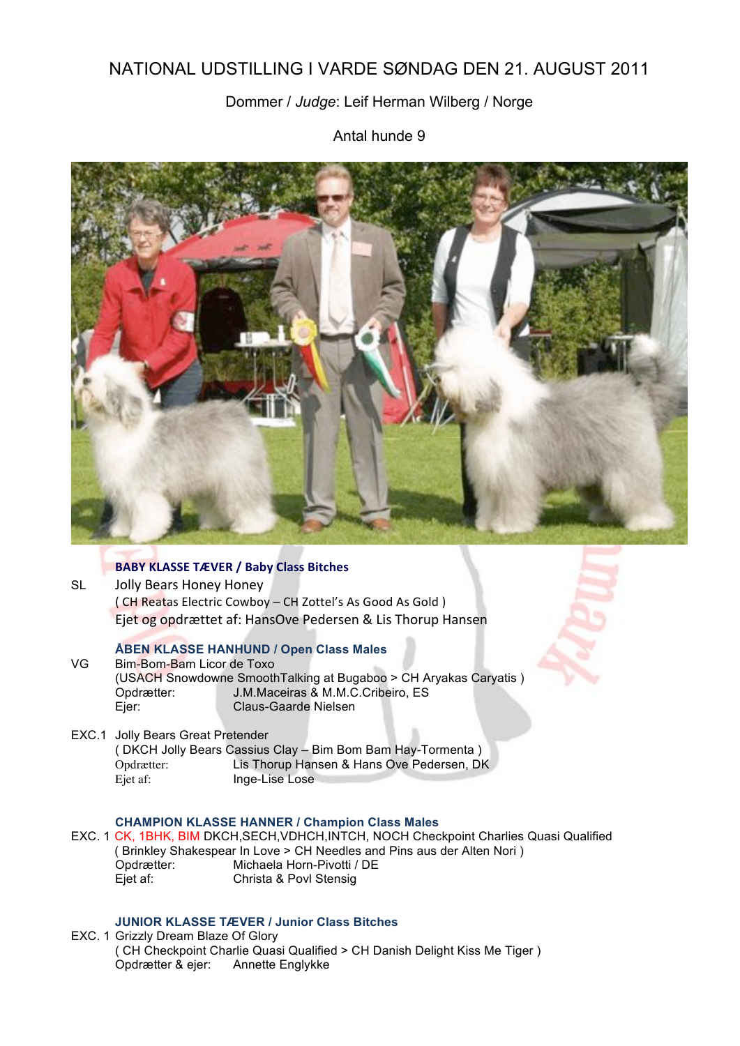# NATIONAL UDSTILLING I VARDE SØNDAG DEN 21. AUGUST 2011

Dommer / *Judge*: Leif Herman Wilberg / Norge

Antal hunde 9

### BABY KLASSE TÆVER / Baby Class Bitches

SL Jolly Bears Honey Honey
( CH Reatas Electric Cowboy – CH Zottel's As Good As Gold )
Ejet og opdrættet af: HansOve Pedersen & Lis Thorup Hansen

### ÅBEN KLASSE HANHUND / Open Class Males

VG Bim-Bom-Bam Licor de Toxo
(USACH Snowdowne SmoothTalking at Bugaboo > CH Aryakas Caryatis )
Opdrætter: J.M.Maceiras & M.M.C.Cribeiro, ES
Ejer: Claus-Gaarde Nielsen

EXC.1 Jolly Bears Great Pretender
( DKCH Jolly Bears Cassius Clay – Bim Bom Bam Hay-Tormenta )
Opdrætter: Lis Thorup Hansen & Hans Ove Pedersen, DK
Ejet af: Inge-Lise Lose

### CHAMPION KLASSE HANNER / Champion Class Males

EXC. 1 CK, 1BHK, BIM DKCH,SECH,VDHCH,INTCH, NOCH Checkpoint Charlies Quasi Qualified
( Brinkley Shakespear In Love > CH Needles and Pins aus der Alten Nori )
Opdrætter: Michaela Horn-Pivotti / DE
Ejet af: Christa & Povl Stensig

### JUNIOR KLASSE TÆVER / Junior Class Bitches

EXC. 1 Grizzly Dream Blaze Of Glory
( CH Checkpoint Charlie Quasi Qualified > CH Danish Delight Kiss Me Tiger )
Opdrætter & ejer: Annette Englykke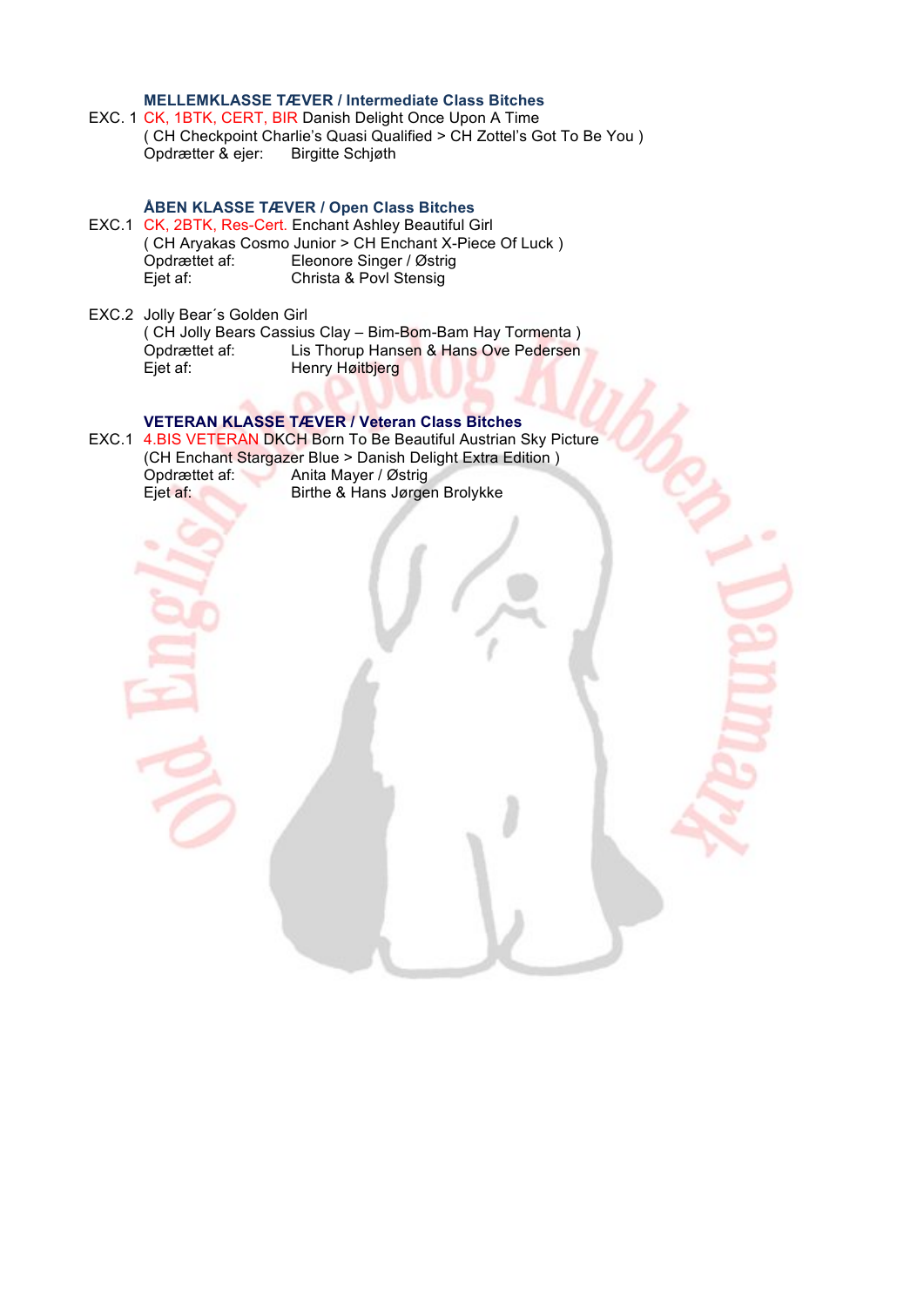### MELLEMKLASSE TÆVER / Intermediate Class Bitches

EXC. 1 CK, 1BTK, CERT, BIR Danish Delight Once Upon A Time
( CH Checkpoint Charlie's Quasi Qualified > CH Zottel's Got To Be You )
Opdrætter & ejer: Birgitte Schjøth

### ÅBEN KLASSE TÆVER / Open Class Bitches

EXC.1 CK, 2BTK, Res-Cert. Enchant Ashley Beautiful Girl
( CH Aryakas Cosmo Junior > CH Enchant X-Piece Of Luck )
Opdrættet af: Eleonore Singer / Østrig
Ejet af: Christa & Povl Stensig

EXC.2 Jolly Bear´s Golden Girl
( CH Jolly Bears Cassius Clay – Bim-Bom-Bam Hay Tormenta )
Opdrættet af: Lis Thorup Hansen & Hans Ove Pedersen
Ejet af: Henry Høitbjerg

### VETERAN KLASSE TÆVER / Veteran Class Bitches

EXC.1 4.BIS VETERAN DKCH Born To Be Beautiful Austrian Sky Picture
(CH Enchant Stargazer Blue > Danish Delight Extra Edition )
Opdrættet af: Anita Mayer / Østrig
Ejet af: Birthe & Hans Jørgen Brolykke